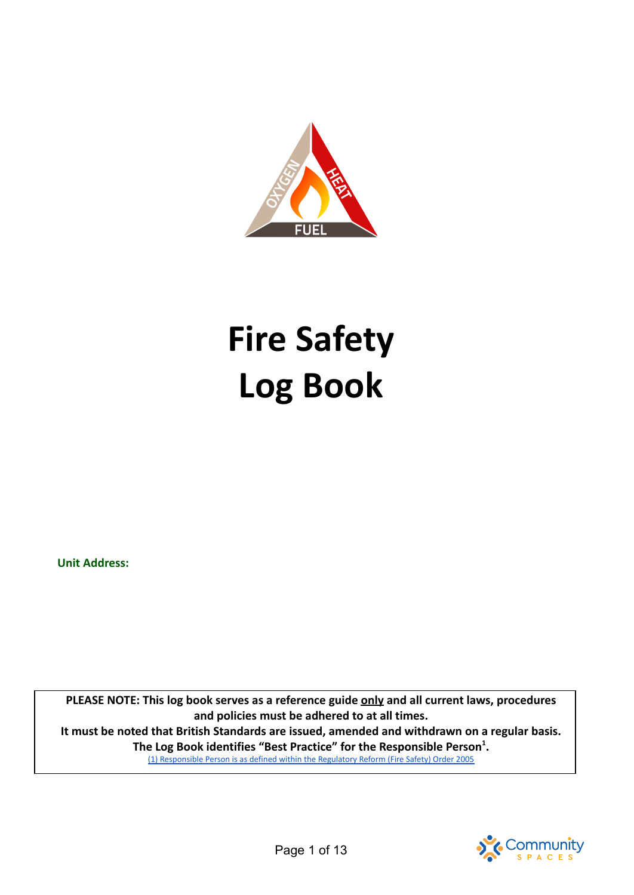# Fire Safety Log Book

**Unit Address:**

**PLEASE NOTE: This log book serves as a reference guide only and all current laws, procedures and policies must be adhered to at all times.**
**It must be noted that British Standards are issued, amended and withdrawn on a regular basis.**
**The Log Book identifies "Best Practice" for the Responsible Person[1].**

(1) Responsible Person is as defined within the Regulatory Reform (Fire Safety) Order 2005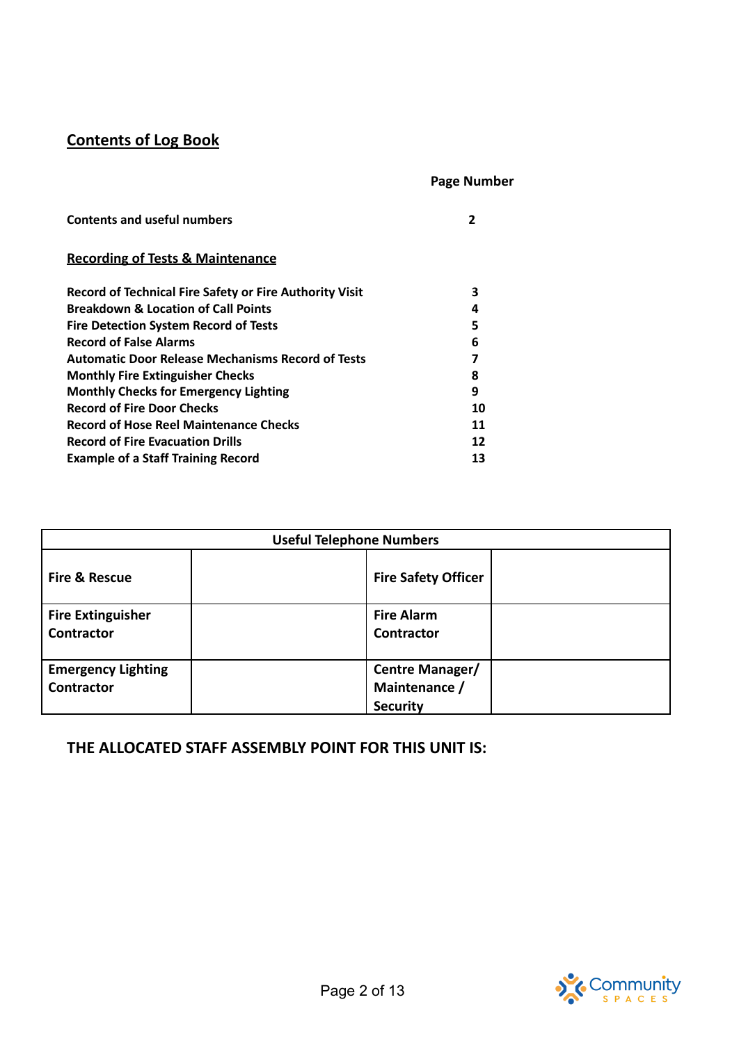## Contents of Log Book

| | Page Number |
|---|---|
| **Contents and useful numbers** | **2** |
| **Recording of Tests & Maintenance** | |
| **Record of Technical Fire Safety or Fire Authority Visit** | **3** |
| **Breakdown & Location of Call Points** | **4** |
| **Fire Detection System Record of Tests** | **5** |
| **Record of False Alarms** | **6** |
| **Automatic Door Release Mechanisms Record of Tests** | **7** |
| **Monthly Fire Extinguisher Checks** | **8** |
| **Monthly Checks for Emergency Lighting** | **9** |
| **Record of Fire Door Checks** | **10** |
| **Record of Hose Reel Maintenance Checks** | **11** |
| **Record of Fire Evacuation Drills** | **12** |
| **Example of a Staff Training Record** | **13** |

| Useful Telephone Numbers | | | |
|---|---|---|---|
| **Fire & Rescue** | | **Fire Safety Officer** | |
| **Fire Extinguisher Contractor** | | **Fire Alarm Contractor** | |
| **Emergency Lighting Contractor** | | **Centre Manager/ Maintenance / Security** | |

**THE ALLOCATED STAFF ASSEMBLY POINT FOR THIS UNIT IS:**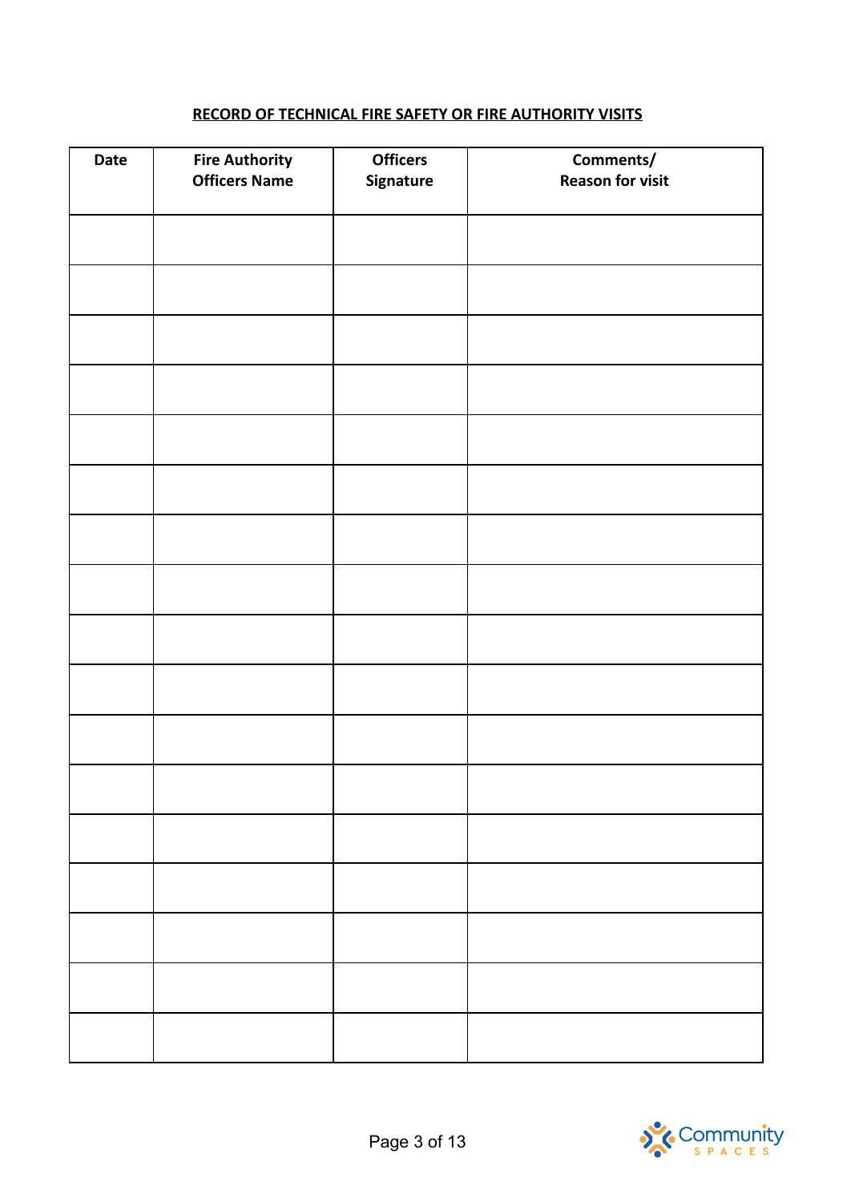**RECORD OF TECHNICAL FIRE SAFETY OR FIRE AUTHORITY VISITS**

| Date | Fire Authority Officers Name | Officers Signature | Comments/ Reason for visit |
|---|---|---|---|
| | | | |
| | | | |
| | | | |
| | | | |
| | | | |
| | | | |
| | | | |
| | | | |
| | | | |
| | | | |
| | | | |
| | | | |
| | | | |
| | | | |
| | | | |
| | | | |
| | | | |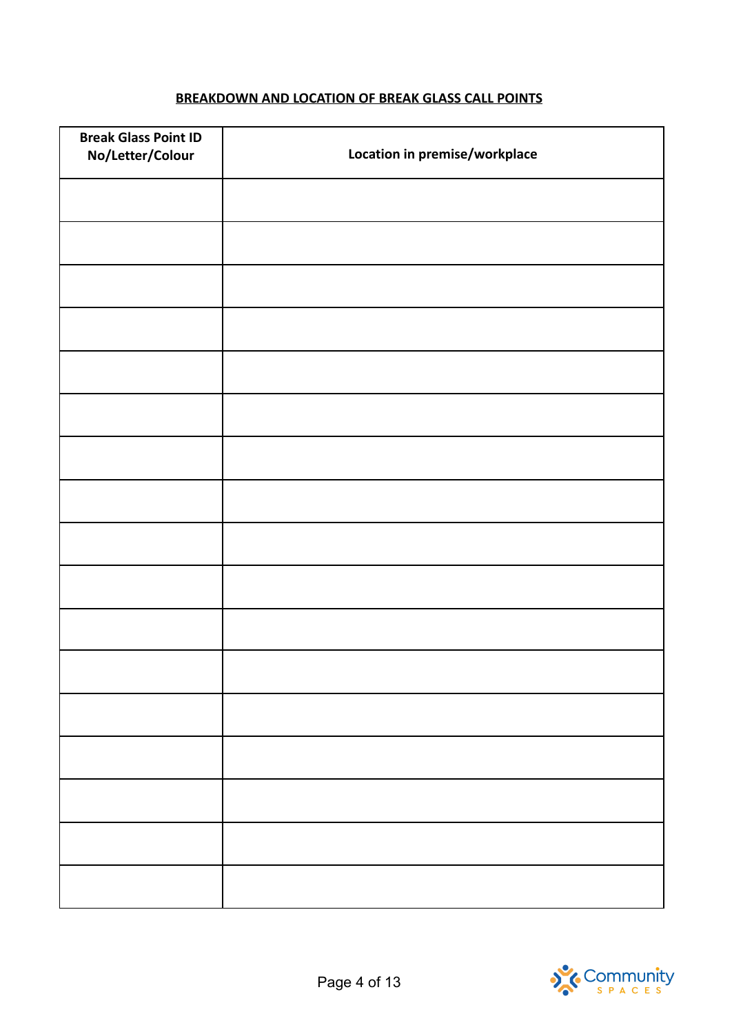**BREAKDOWN AND LOCATION OF BREAK GLASS CALL POINTS**

| Break Glass Point ID No/Letter/Colour | Location in premise/workplace |
|---|---|
| | |
| | |
| | |
| | |
| | |
| | |
| | |
| | |
| | |
| | |
| | |
| | |
| | |
| | |
| | |
| | |
| | |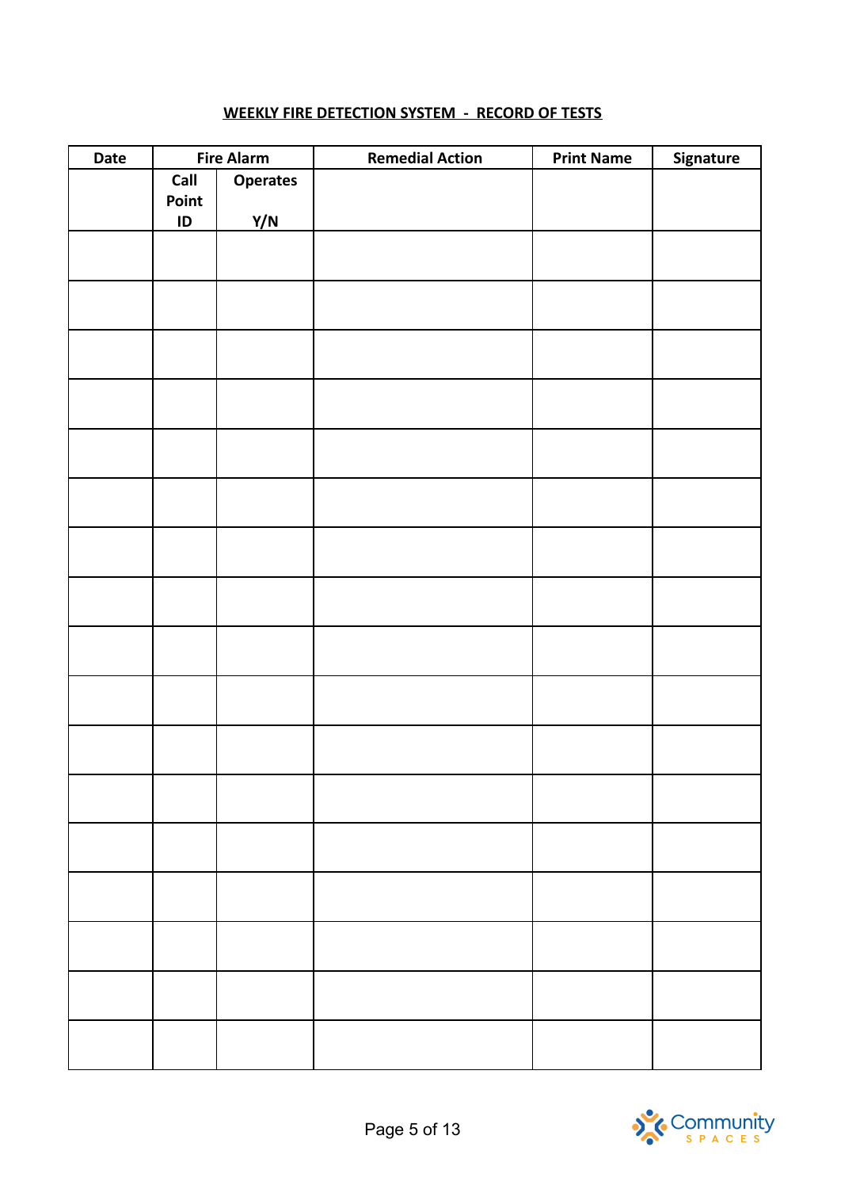**WEEKLY FIRE DETECTION SYSTEM - RECORD OF TESTS**

| Date | Fire Alarm | | Remedial Action | Print Name | Signature |
|---|---|---|---|---|---|
| | Call Point ID | Operates Y/N | | | |
| | | | | | |
| | | | | | |
| | | | | | |
| | | | | | |
| | | | | | |
| | | | | | |
| | | | | | |
| | | | | | |
| | | | | | |
| | | | | | |
| | | | | | |
| | | | | | |
| | | | | | |
| | | | | | |
| | | | | | |
| | | | | | |
| | | | | | |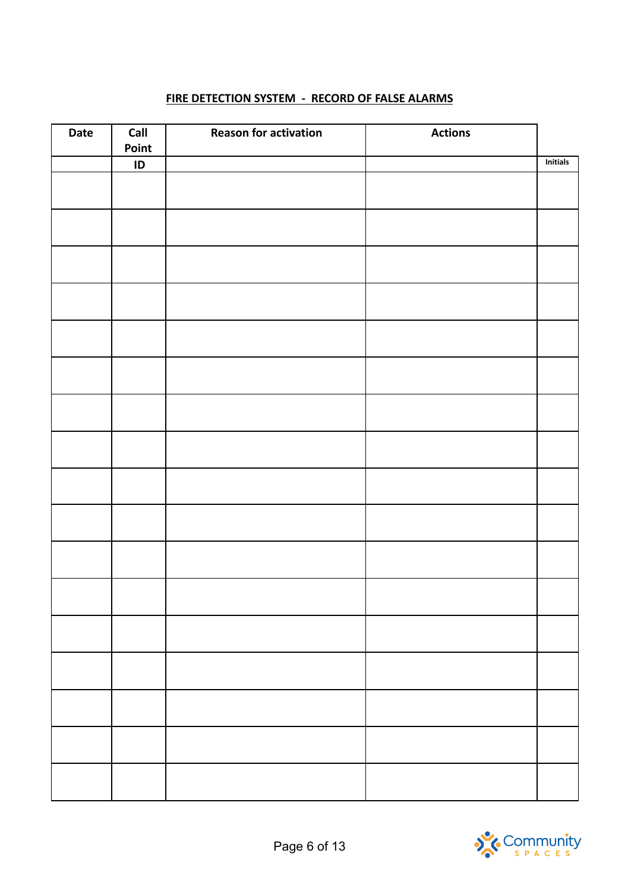**FIRE DETECTION SYSTEM - RECORD OF FALSE ALARMS**

| Date | Call Point ID | Reason for activation | Actions | Initials |
|---|---|---|---|---|
| | | | | |
| | | | | |
| | | | | |
| | | | | |
| | | | | |
| | | | | |
| | | | | |
| | | | | |
| | | | | |
| | | | | |
| | | | | |
| | | | | |
| | | | | |
| | | | | |
| | | | | |
| | | | | |
| | | | | |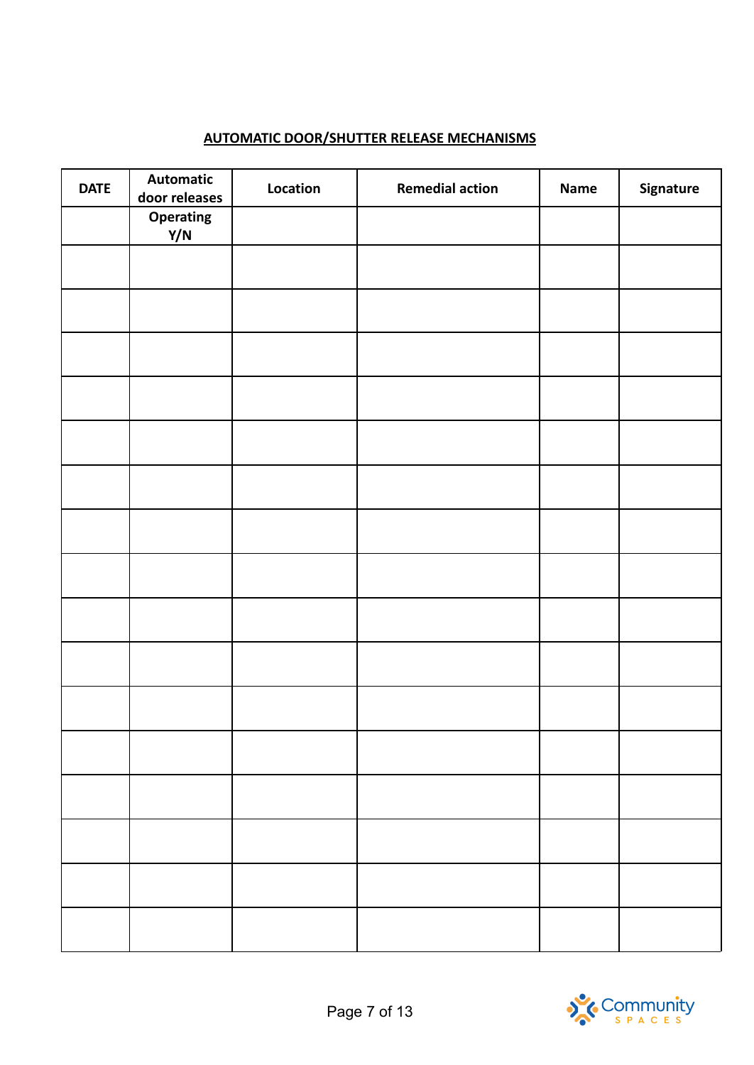**AUTOMATIC DOOR/SHUTTER RELEASE MECHANISMS**

| DATE | Automatic door releases Operating Y/N | Location | Remedial action | Name | Signature |
|---|---|---|---|---|---|
| | | | | | |
| | | | | | |
| | | | | | |
| | | | | | |
| | | | | | |
| | | | | | |
| | | | | | |
| | | | | | |
| | | | | | |
| | | | | | |
| | | | | | |
| | | | | | |
| | | | | | |
| | | | | | |
| | | | | | |
| | | | | | |
| | | | | | |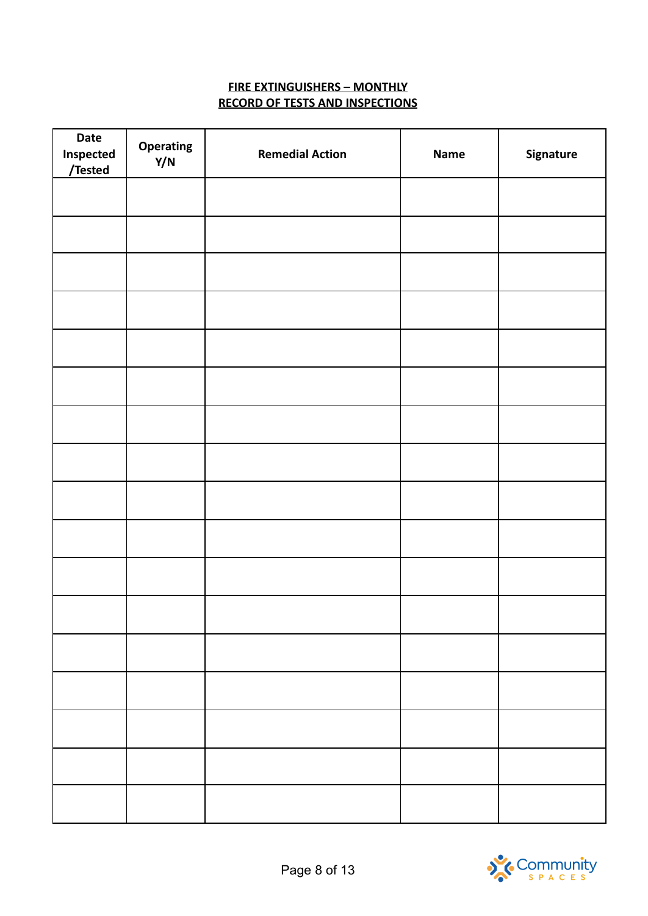**FIRE EXTINGUISHERS – MONTHLY**
**RECORD OF TESTS AND INSPECTIONS**

| Date Inspected /Tested | Operating Y/N | Remedial Action | Name | Signature |
|---|---|---|---|---|
| | | | | |
| | | | | |
| | | | | |
| | | | | |
| | | | | |
| | | | | |
| | | | | |
| | | | | |
| | | | | |
| | | | | |
| | | | | |
| | | | | |
| | | | | |
| | | | | |
| | | | | |
| | | | | |
| | | | | |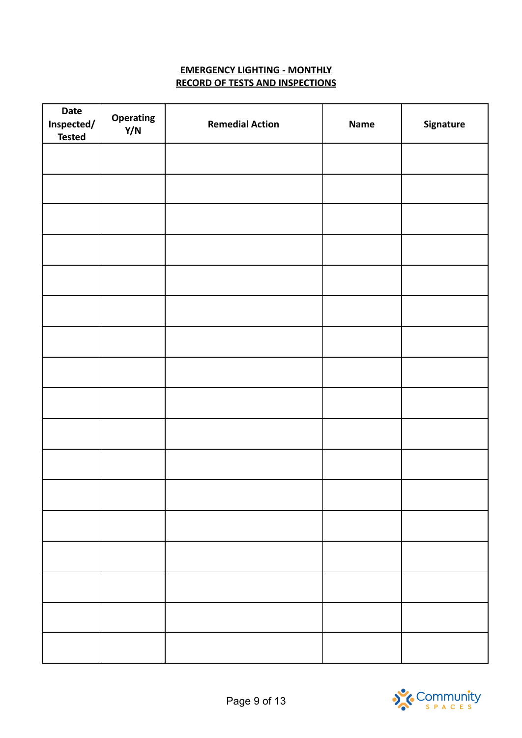**EMERGENCY LIGHTING - MONTHLY**
**RECORD OF TESTS AND INSPECTIONS**

| Date Inspected/ Tested | Operating Y/N | Remedial Action | Name | Signature |
|---|---|---|---|---|
| | | | | |
| | | | | |
| | | | | |
| | | | | |
| | | | | |
| | | | | |
| | | | | |
| | | | | |
| | | | | |
| | | | | |
| | | | | |
| | | | | |
| | | | | |
| | | | | |
| | | | | |
| | | | | |
| | | | | |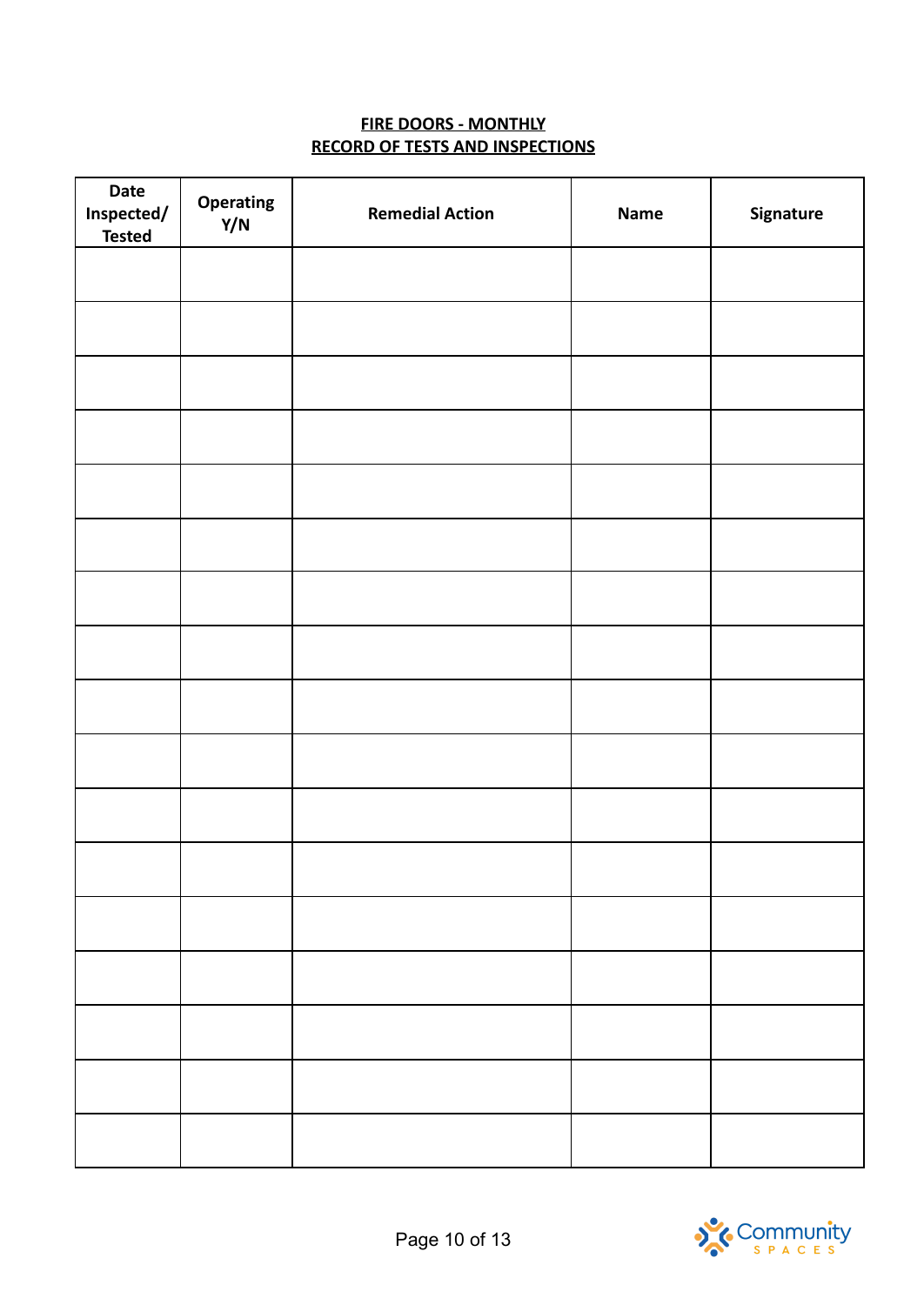**FIRE DOORS - MONTHLY**
**RECORD OF TESTS AND INSPECTIONS**

| Date Inspected/ Tested | Operating Y/N | Remedial Action | Name | Signature |
|---|---|---|---|---|
| | | | | |
| | | | | |
| | | | | |
| | | | | |
| | | | | |
| | | | | |
| | | | | |
| | | | | |
| | | | | |
| | | | | |
| | | | | |
| | | | | |
| | | | | |
| | | | | |
| | | | | |
| | | | | |
| | | | | |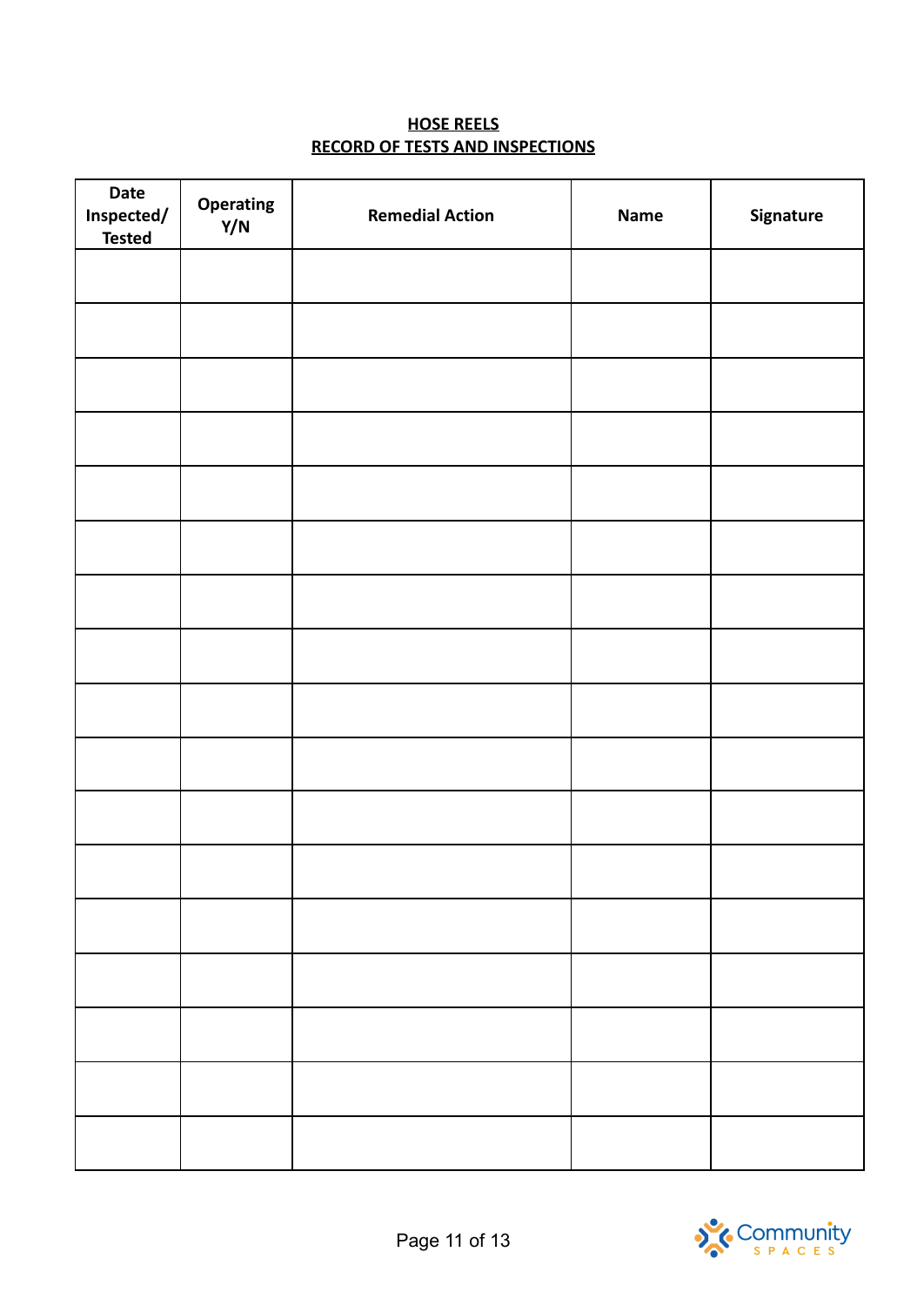**HOSE REELS**
**RECORD OF TESTS AND INSPECTIONS**

| Date Inspected/ Tested | Operating Y/N | Remedial Action | Name | Signature |
|---|---|---|---|---|
| | | | | |
| | | | | |
| | | | | |
| | | | | |
| | | | | |
| | | | | |
| | | | | |
| | | | | |
| | | | | |
| | | | | |
| | | | | |
| | | | | |
| | | | | |
| | | | | |
| | | | | |
| | | | | |
| | | | | |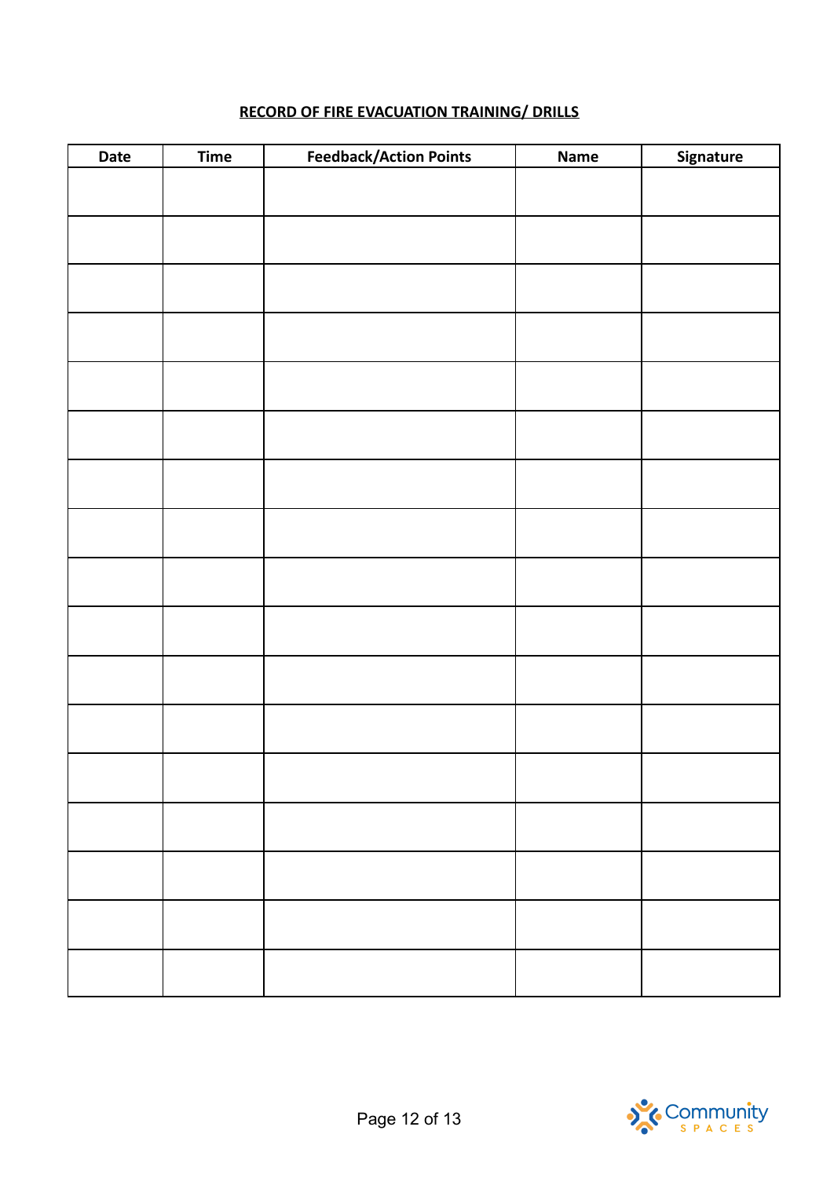**RECORD OF FIRE EVACUATION TRAINING/ DRILLS**

| Date | Time | Feedback/Action Points | Name | Signature |
|---|---|---|---|---|
| | | | | |
| | | | | |
| | | | | |
| | | | | |
| | | | | |
| | | | | |
| | | | | |
| | | | | |
| | | | | |
| | | | | |
| | | | | |
| | | | | |
| | | | | |
| | | | | |
| | | | | |
| | | | | |
| | | | | |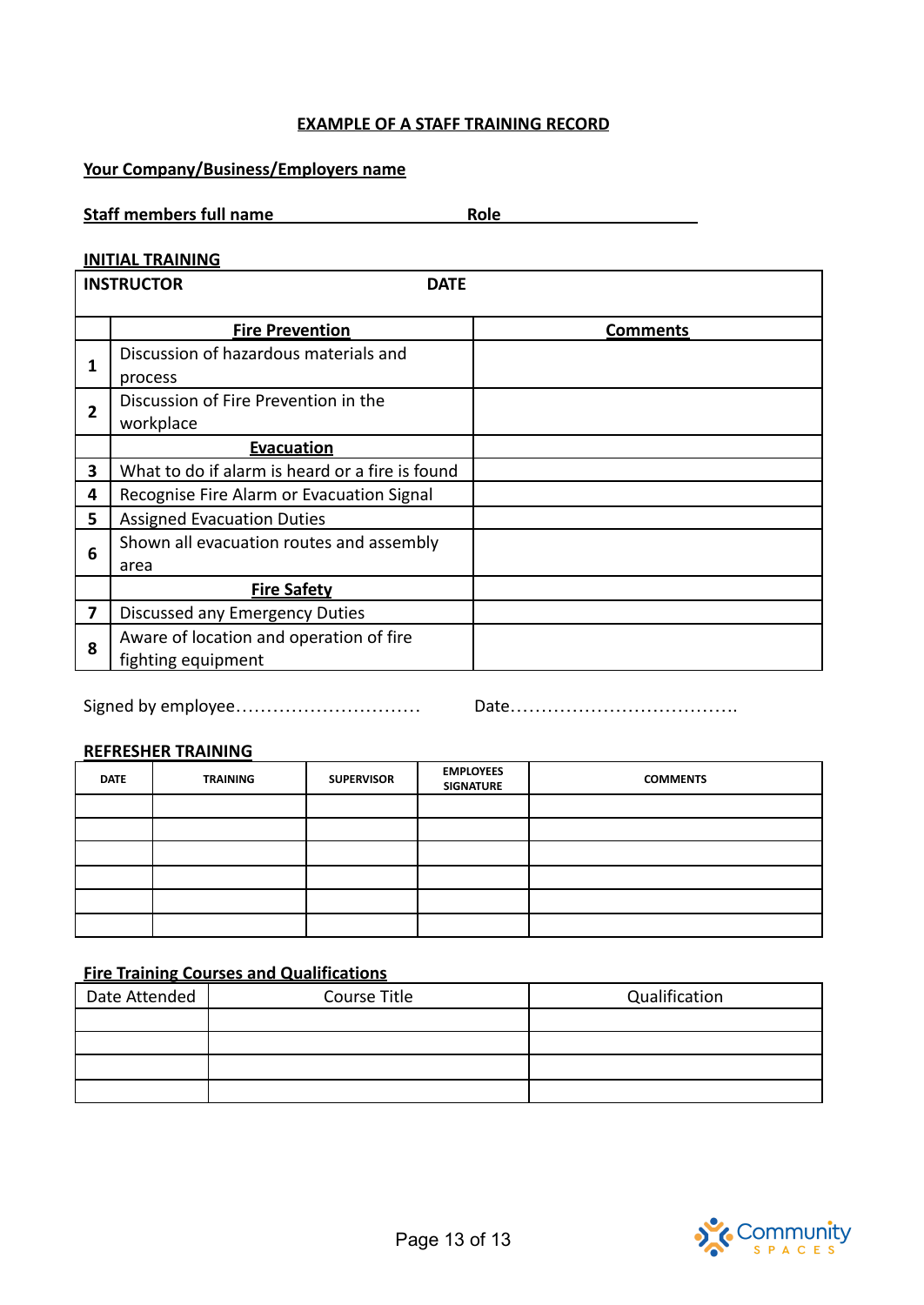## EXAMPLE OF A STAFF TRAINING RECORD

**Your Company/Business/Employers name**

**Staff members full name** \_\_\_\_\_\_\_\_\_\_\_\_\_\_\_\_\_\_\_\_ **Role** \_\_\_\_\_\_\_\_\_\_\_\_\_\_\_\_\_\_\_\_

**INITIAL TRAINING**

| **INSTRUCTOR** | **DATE** | |
|---|---|---|
| | **Fire Prevention** | **Comments** |
| **1** | Discussion of hazardous materials and process | |
| **2** | Discussion of Fire Prevention in the workplace | |
| | **Evacuation** | |
| **3** | What to do if alarm is heard or a fire is found | |
| **4** | Recognise Fire Alarm or Evacuation Signal | |
| **5** | Assigned Evacuation Duties | |
| **6** | Shown all evacuation routes and assembly area | |
| | **Fire Safety** | |
| **7** | Discussed any Emergency Duties | |
| **8** | Aware of location and operation of fire fighting equipment | |

Signed by employee…………………………… Date……………………………….

**REFRESHER TRAINING**

| DATE | TRAINING | SUPERVISOR | EMPLOYEES SIGNATURE | COMMENTS |
|---|---|---|---|---|
| | | | | |
| | | | | |
| | | | | |
| | | | | |
| | | | | |
| | | | | |

**Fire Training Courses and Qualifications**

| Date Attended | Course Title | Qualification |
|---|---|---|
| | | |
| | | |
| | | |
| | | |